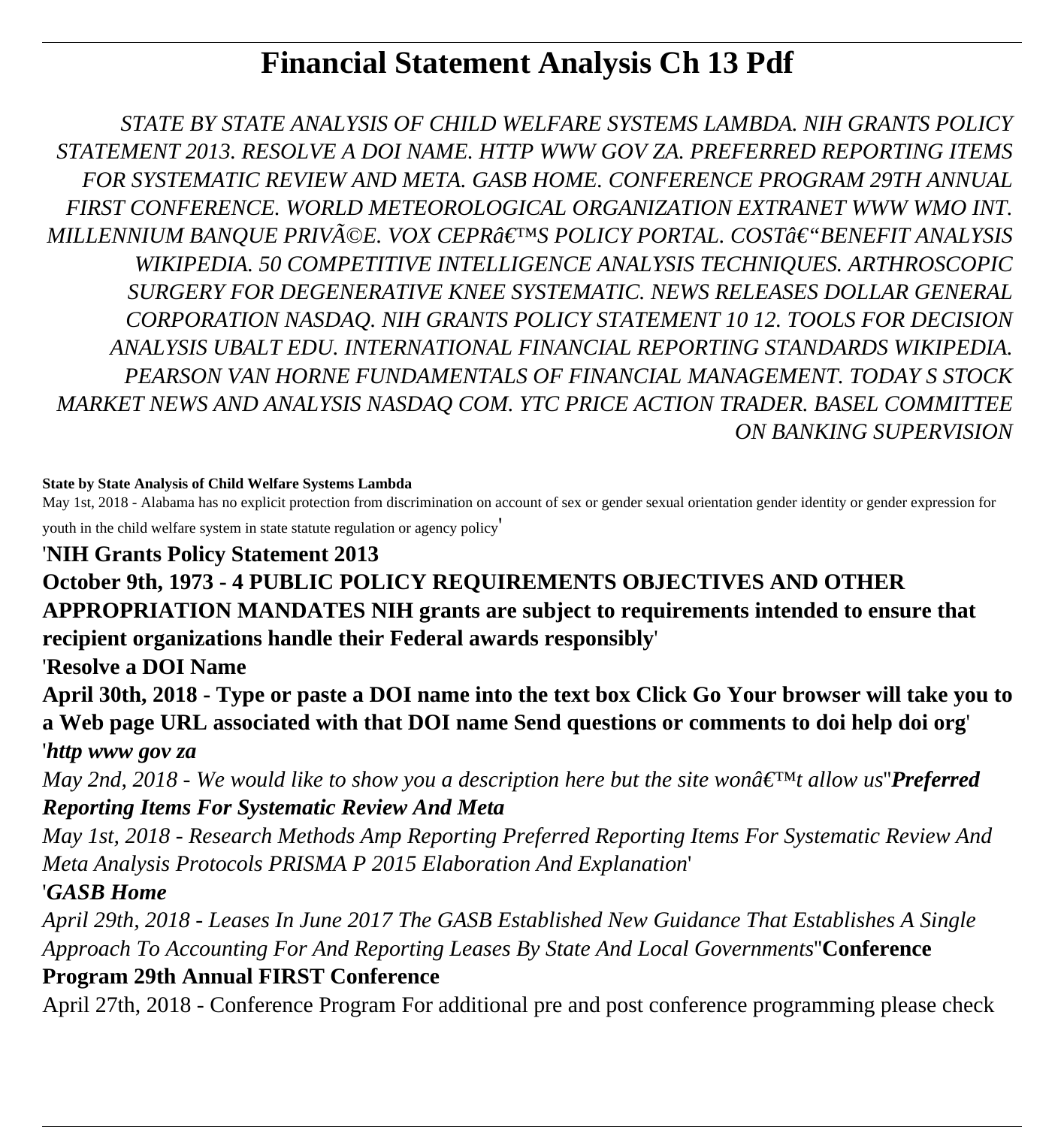# Financial Statement Analysis Ch 13 Pdf

*STATE BY STATE ANALYSIS OF CHILD WELFARE SYSTEMS LAMBDA. NIH GRANTS POLICY STATEMENT 2013. RESOLVE A DOI NAME. HTTP WWW GOV ZA. PREFERRED REPORTING ITEMS FOR SYSTEMATIC REVIEW AND META. GASB HOME. CONFERENCE PROGRAM 29TH ANNUAL FIRST CONFERENCE. WORLD METEOROLOGICAL ORGANIZATION EXTRANET WWW WMO INT. MILLENNIUM BANQUE PRIVÃ©E. VOX CEPRâ€™S POLICY PORTAL. COSTâ€"BENEFIT ANALYSIS WIKIPEDIA. 50 COMPETITIVE INTELLIGENCE ANALYSIS TECHNIQUES. ARTHROSCOPIC SURGERY FOR DEGENERATIVE KNEE SYSTEMATIC. NEWS RELEASES DOLLAR GENERAL CORPORATION NASDAQ. NIH GRANTS POLICY STATEMENT 10 12. TOOLS FOR DECISION ANALYSIS UBALT EDU. INTERNATIONAL FINANCIAL REPORTING STANDARDS WIKIPEDIA. PEARSON VAN HORNE FUNDAMENTALS OF FINANCIAL MANAGEMENT. TODAY S STOCK MARKET NEWS AND ANALYSIS NASDAQ COM. YTC PRICE ACTION TRADER. BASEL COMMITTEE ON BANKING SUPERVISION*

**State by State Analysis of Child Welfare Systems Lambda**

May 1st, 2018 - Alabama has no explicit protection from discrimination on account of sex or gender sexual orientation gender identity or gender expression for youth in the child welfare system in state statute regulation or agency policy'

'**NIH Grants Policy Statement 2013**

**October 9th, 1973 - 4 PUBLIC POLICY REQUIREMENTS OBJECTIVES AND OTHER APPROPRIATION MANDATES NIH grants are subject to requirements intended to ensure that recipient organizations handle their Federal awards responsibly**'

'**Resolve a DOI Name**

**April 30th, 2018 - Type or paste a DOI name into the text box Click Go Your browser will take you to a Web page URL associated with that DOI name Send questions or comments to doi help doi org**'

'***http www gov za***

*May 2nd, 2018 - We would like to show you a description here but the site wonâ€™t allow us*''***Preferred Reporting Items For Systematic Review And Meta***

*May 1st, 2018 - Research Methods Amp Reporting Preferred Reporting Items For Systematic Review And Meta Analysis Protocols PRISMA P 2015 Elaboration And Explanation*'

'***GASB Home***

*April 29th, 2018 - Leases In June 2017 The GASB Established New Guidance That Establishes A Single Approach To Accounting For And Reporting Leases By State And Local Governments*''**Conference Program 29th Annual FIRST Conference**

April 27th, 2018 - Conference Program For additional pre and post conference programming please check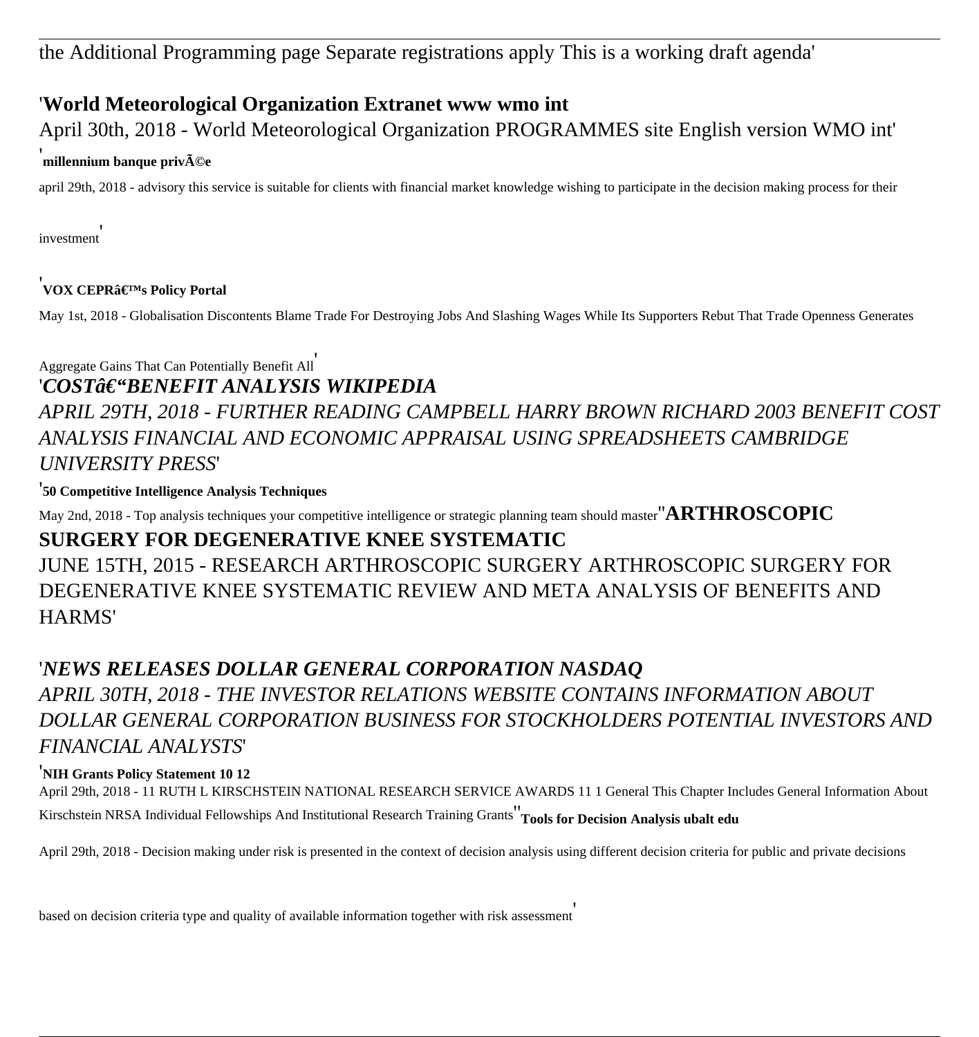the Additional Programming page Separate registrations apply This is a working draft agenda'

'**World Meteorological Organization Extranet www wmo int**

April 30th, 2018 - World Meteorological Organization PROGRAMMES site English version WMO int'

'**millennium banque privÃ©e**

april 29th, 2018 - advisory this service is suitable for clients with financial market knowledge wishing to participate in the decision making process for their investment'

'**VOX CEPRâ€™s Policy Portal**

May 1st, 2018 - Globalisation Discontents Blame Trade For Destroying Jobs And Slashing Wages While Its Supporters Rebut That Trade Openness Generates Aggregate Gains That Can Potentially Benefit All'

'***COSTâ€“BENEFIT ANALYSIS WIKIPEDIA***

*APRIL 29TH, 2018 - FURTHER READING CAMPBELL HARRY BROWN RICHARD 2003 BENEFIT COST ANALYSIS FINANCIAL AND ECONOMIC APPRAISAL USING SPREADSHEETS CAMBRIDGE UNIVERSITY PRESS*'

'**50 Competitive Intelligence Analysis Techniques**

May 2nd, 2018 - Top analysis techniques your competitive intelligence or strategic planning team should master''**ARTHROSCOPIC SURGERY FOR DEGENERATIVE KNEE SYSTEMATIC**

JUNE 15TH, 2015 - RESEARCH ARTHROSCOPIC SURGERY ARTHROSCOPIC SURGERY FOR DEGENERATIVE KNEE SYSTEMATIC REVIEW AND META ANALYSIS OF BENEFITS AND HARMS'

'***NEWS RELEASES DOLLAR GENERAL CORPORATION NASDAQ***

*APRIL 30TH, 2018 - THE INVESTOR RELATIONS WEBSITE CONTAINS INFORMATION ABOUT DOLLAR GENERAL CORPORATION BUSINESS FOR STOCKHOLDERS POTENTIAL INVESTORS AND FINANCIAL ANALYSTS*'

'**NIH Grants Policy Statement 10 12**

April 29th, 2018 - 11 RUTH L KIRSCHSTEIN NATIONAL RESEARCH SERVICE AWARDS 11 1 General This Chapter Includes General Information About Kirschstein NRSA Individual Fellowships And Institutional Research Training Grants''**Tools for Decision Analysis ubalt edu**

April 29th, 2018 - Decision making under risk is presented in the context of decision analysis using different decision criteria for public and private decisions based on decision criteria type and quality of available information together with risk assessment'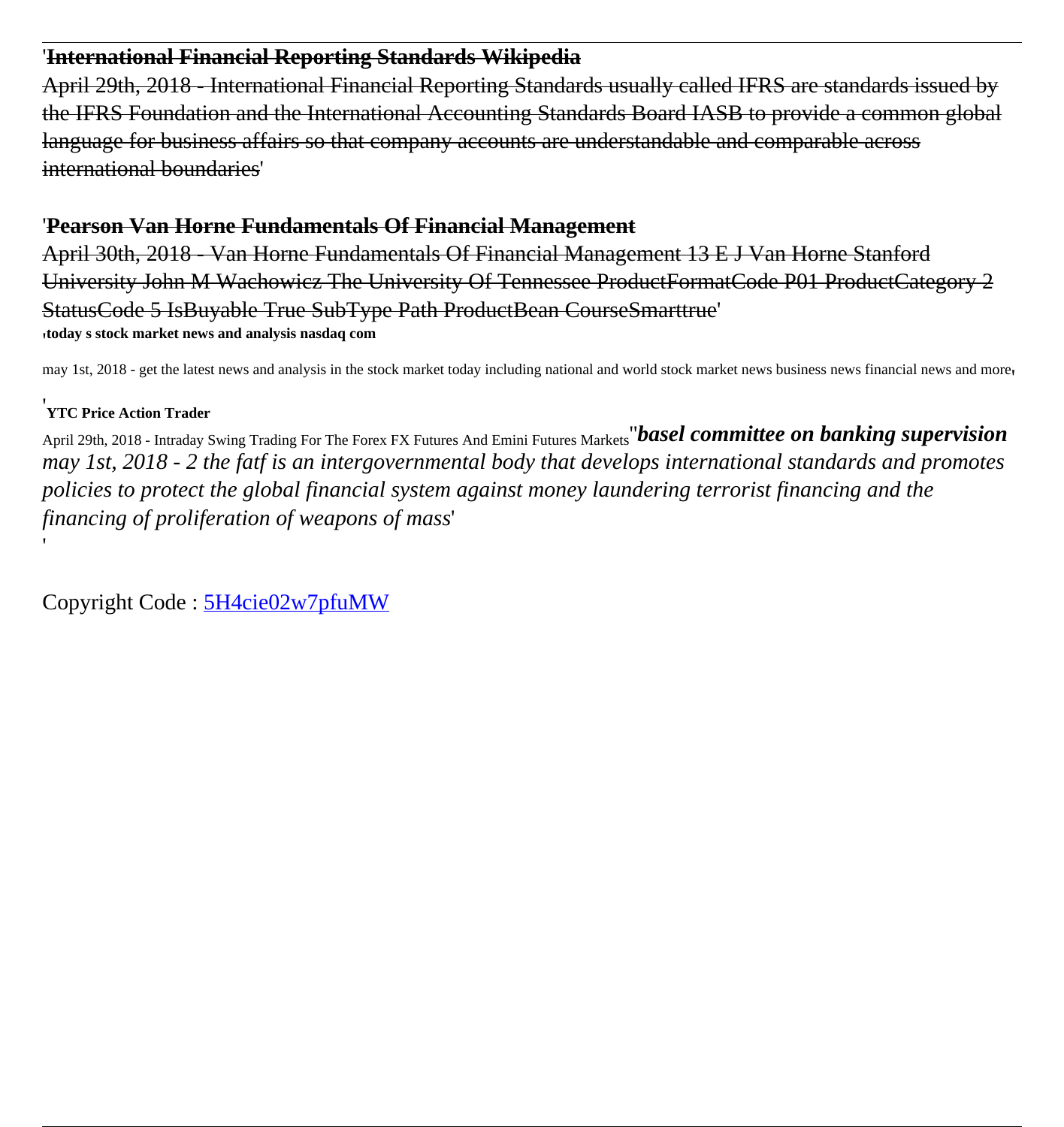'~~**International Financial Reporting Standards Wikipedia**~~

~~April 29th, 2018 - International Financial Reporting Standards usually called IFRS are standards issued by the IFRS Foundation and the International Accounting Standards Board IASB to provide a common global language for business affairs so that company accounts are understandable and comparable across international boundaries~~'

'~~**Pearson Van Horne Fundamentals Of Financial Management**~~

~~April 30th, 2018 - Van Horne Fundamentals Of Financial Management 13 E J Van Horne Stanford University John M Wachowicz The University Of Tennessee ProductFormatCode P01 ProductCategory 2 StatusCode 5 IsBuyable True SubType Path ProductBean CourseSmarttrue~~'

'**today s stock market news and analysis nasdaq com**

may 1st, 2018 - get the latest news and analysis in the stock market today including national and world stock market news business news financial news and more'

'**YTC Price Action Trader**

April 29th, 2018 - Intraday Swing Trading For The Forex FX Futures And Emini Futures Markets''***basel committee on banking supervision***

*may 1st, 2018 - 2 the fatf is an intergovernmental body that develops international standards and promotes policies to protect the global financial system against money laundering terrorist financing and the financing of proliferation of weapons of mass*'

'

Copyright Code : 5H4cie02w7pfuMW